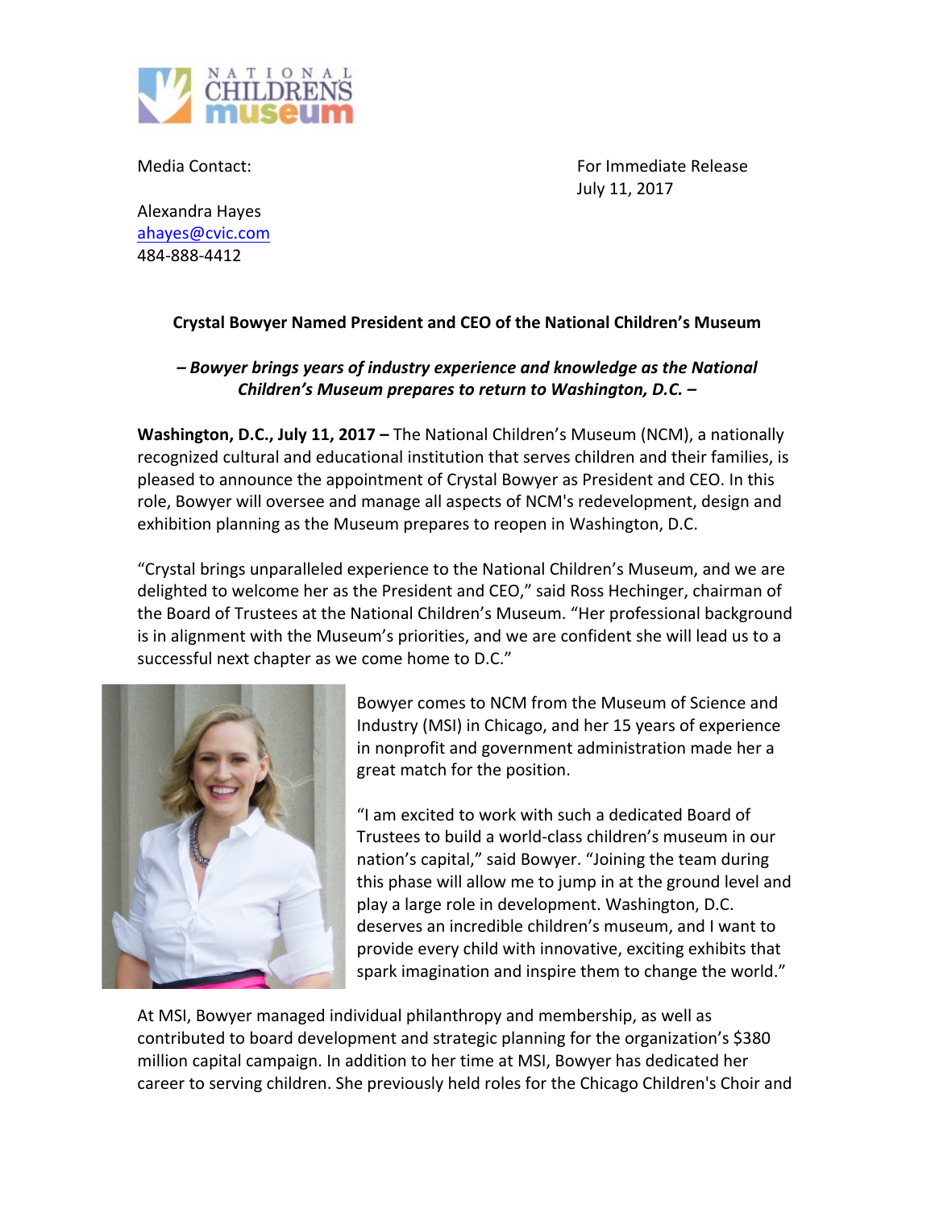Media Contact:

Alexandra Hayes
ahayes@cvic.com
484-888-4412

For Immediate Release
July 11, 2017

**Crystal Bowyer Named President and CEO of the National Children's Museum**

***– Bowyer brings years of industry experience and knowledge as the National Children's Museum prepares to return to Washington, D.C. –***

**Washington, D.C., July 11, 2017 –** The National Children's Museum (NCM), a nationally recognized cultural and educational institution that serves children and their families, is pleased to announce the appointment of Crystal Bowyer as President and CEO. In this role, Bowyer will oversee and manage all aspects of NCM's redevelopment, design and exhibition planning as the Museum prepares to reopen in Washington, D.C.

"Crystal brings unparalleled experience to the National Children's Museum, and we are delighted to welcome her as the President and CEO," said Ross Hechinger, chairman of the Board of Trustees at the National Children's Museum. "Her professional background is in alignment with the Museum's priorities, and we are confident she will lead us to a successful next chapter as we come home to D.C."

Bowyer comes to NCM from the Museum of Science and Industry (MSI) in Chicago, and her 15 years of experience in nonprofit and government administration made her a great match for the position.

"I am excited to work with such a dedicated Board of Trustees to build a world-class children's museum in our nation's capital," said Bowyer. "Joining the team during this phase will allow me to jump in at the ground level and play a large role in development. Washington, D.C. deserves an incredible children's museum, and I want to provide every child with innovative, exciting exhibits that spark imagination and inspire them to change the world."

At MSI, Bowyer managed individual philanthropy and membership, as well as contributed to board development and strategic planning for the organization's $380 million capital campaign. In addition to her time at MSI, Bowyer has dedicated her career to serving children. She previously held roles for the Chicago Children's Choir and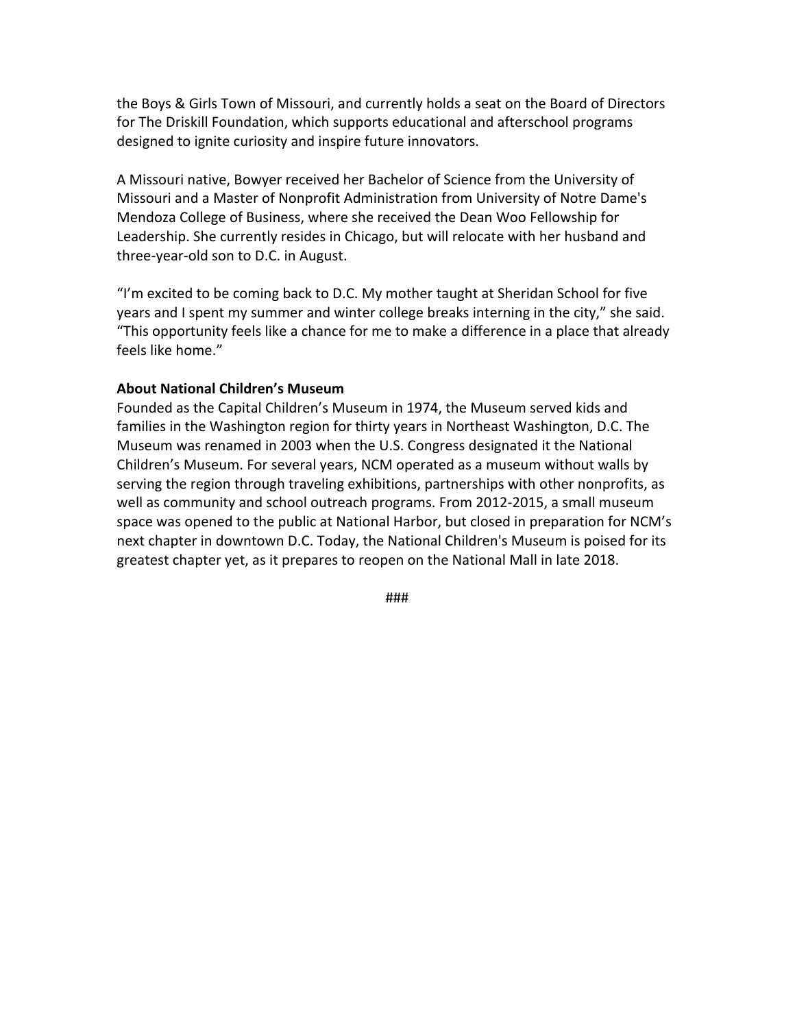the Boys & Girls Town of Missouri, and currently holds a seat on the Board of Directors for The Driskill Foundation, which supports educational and afterschool programs designed to ignite curiosity and inspire future innovators.

A Missouri native, Bowyer received her Bachelor of Science from the University of Missouri and a Master of Nonprofit Administration from University of Notre Dame's Mendoza College of Business, where she received the Dean Woo Fellowship for Leadership. She currently resides in Chicago, but will relocate with her husband and three-year-old son to D.C. in August.

"I'm excited to be coming back to D.C. My mother taught at Sheridan School for five years and I spent my summer and winter college breaks interning in the city," she said. "This opportunity feels like a chance for me to make a difference in a place that already feels like home."

**About National Children's Museum**

Founded as the Capital Children's Museum in 1974, the Museum served kids and families in the Washington region for thirty years in Northeast Washington, D.C. The Museum was renamed in 2003 when the U.S. Congress designated it the National Children's Museum. For several years, NCM operated as a museum without walls by serving the region through traveling exhibitions, partnerships with other nonprofits, as well as community and school outreach programs. From 2012-2015, a small museum space was opened to the public at National Harbor, but closed in preparation for NCM's next chapter in downtown D.C. Today, the National Children's Museum is poised for its greatest chapter yet, as it prepares to reopen on the National Mall in late 2018.

###